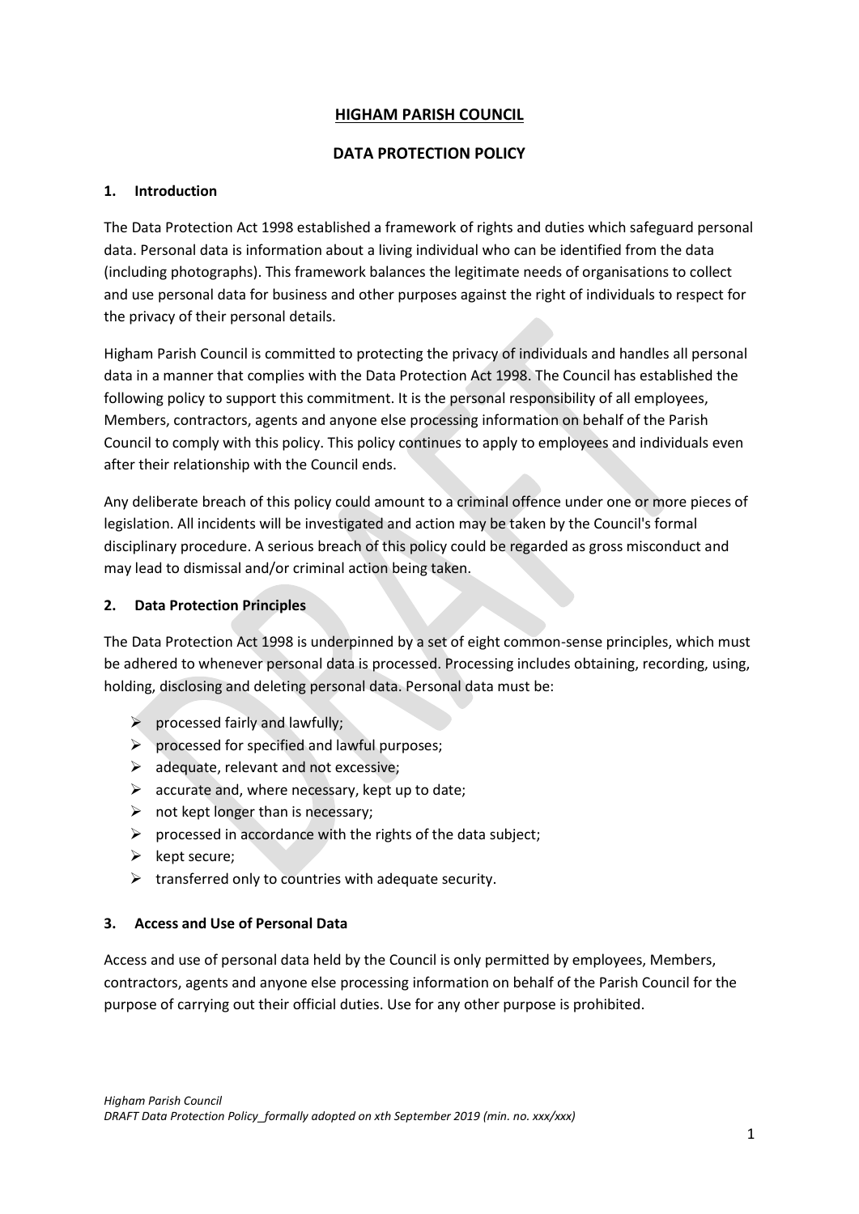# HIGHAM PARISH COUNCIL

## DATA PROTECTION POLICY

### 1. Introduction

The Data Protection Act 1998 established a framework of rights and duties which safeguard personal data. Personal data is information about a living individual who can be identified from the data (including photographs). This framework balances the legitimate needs of organisations to collect and use personal data for business and other purposes against the right of individuals to respect for the privacy of their personal details.

Higham Parish Council is committed to protecting the privacy of individuals and handles all personal data in a manner that complies with the Data Protection Act 1998. The Council has established the following policy to support this commitment. It is the personal responsibility of all employees, Members, contractors, agents and anyone else processing information on behalf of the Parish Council to comply with this policy. This policy continues to apply to employees and individuals even after their relationship with the Council ends.

Any deliberate breach of this policy could amount to a criminal offence under one or more pieces of legislation. All incidents will be investigated and action may be taken by the Council's formal disciplinary procedure. A serious breach of this policy could be regarded as gross misconduct and may lead to dismissal and/or criminal action being taken.

### 2. Data Protection Principles

The Data Protection Act 1998 is underpinned by a set of eight common-sense principles, which must be adhered to whenever personal data is processed. Processing includes obtaining, recording, using, holding, disclosing and deleting personal data. Personal data must be:

- processed fairly and lawfully;
- processed for specified and lawful purposes;
- adequate, relevant and not excessive;
- accurate and, where necessary, kept up to date;
- not kept longer than is necessary;
- processed in accordance with the rights of the data subject;
- kept secure;
- transferred only to countries with adequate security.

### 3. Access and Use of Personal Data

Access and use of personal data held by the Council is only permitted by employees, Members, contractors, agents and anyone else processing information on behalf of the Parish Council for the purpose of carrying out their official duties. Use for any other purpose is prohibited.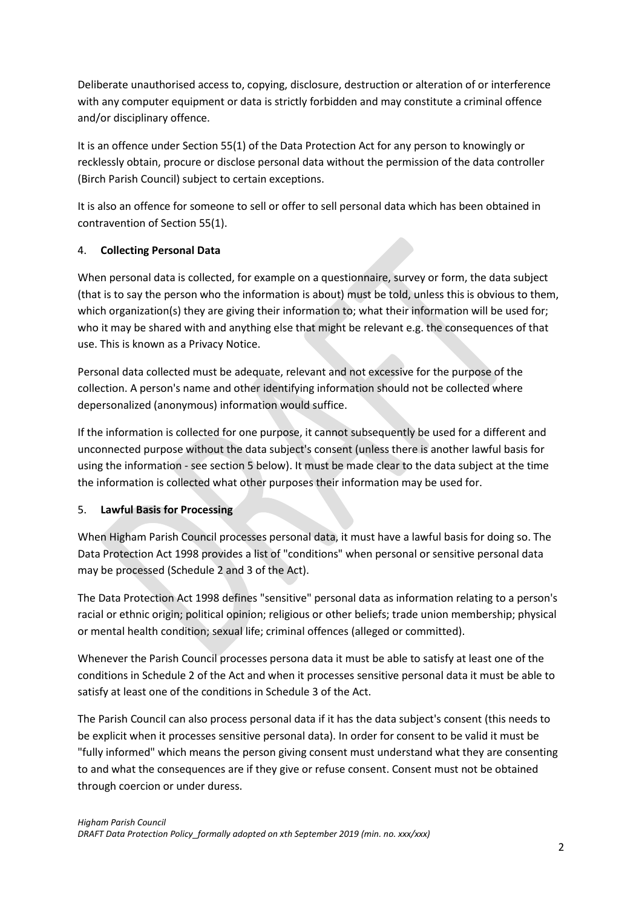Deliberate unauthorised access to, copying, disclosure, destruction or alteration of or interference with any computer equipment or data is strictly forbidden and may constitute a criminal offence and/or disciplinary offence.

It is an offence under Section 55(1) of the Data Protection Act for any person to knowingly or recklessly obtain, procure or disclose personal data without the permission of the data controller (Birch Parish Council) subject to certain exceptions.

It is also an offence for someone to sell or offer to sell personal data which has been obtained in contravention of Section 55(1).

## 4. **Collecting Personal Data**

When personal data is collected, for example on a questionnaire, survey or form, the data subject (that is to say the person who the information is about) must be told, unless this is obvious to them, which organization(s) they are giving their information to; what their information will be used for; who it may be shared with and anything else that might be relevant e.g. the consequences of that use. This is known as a Privacy Notice.

Personal data collected must be adequate, relevant and not excessive for the purpose of the collection. A person's name and other identifying information should not be collected where depersonalized (anonymous) information would suffice.

If the information is collected for one purpose, it cannot subsequently be used for a different and unconnected purpose without the data subject's consent (unless there is another lawful basis for using the information - see section 5 below). It must be made clear to the data subject at the time the information is collected what other purposes their information may be used for.

## 5. **Lawful Basis for Processing**

When Higham Parish Council processes personal data, it must have a lawful basis for doing so. The Data Protection Act 1998 provides a list of "conditions" when personal or sensitive personal data may be processed (Schedule 2 and 3 of the Act).

The Data Protection Act 1998 defines "sensitive" personal data as information relating to a person's racial or ethnic origin; political opinion; religious or other beliefs; trade union membership; physical or mental health condition; sexual life; criminal offences (alleged or committed).

Whenever the Parish Council processes persona data it must be able to satisfy at least one of the conditions in Schedule 2 of the Act and when it processes sensitive personal data it must be able to satisfy at least one of the conditions in Schedule 3 of the Act.

The Parish Council can also process personal data if it has the data subject's consent (this needs to be explicit when it processes sensitive personal data). In order for consent to be valid it must be "fully informed" which means the person giving consent must understand what they are consenting to and what the consequences are if they give or refuse consent. Consent must not be obtained through coercion or under duress.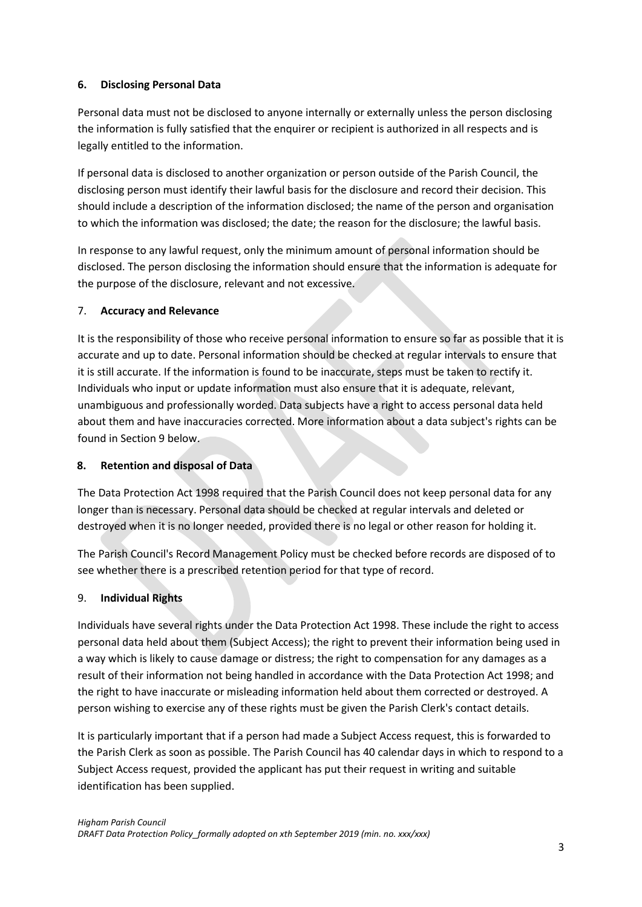## 6. Disclosing Personal Data

Personal data must not be disclosed to anyone internally or externally unless the person disclosing the information is fully satisfied that the enquirer or recipient is authorized in all respects and is legally entitled to the information.

If personal data is disclosed to another organization or person outside of the Parish Council, the disclosing person must identify their lawful basis for the disclosure and record their decision. This should include a description of the information disclosed; the name of the person and organisation to which the information was disclosed; the date; the reason for the disclosure; the lawful basis.

In response to any lawful request, only the minimum amount of personal information should be disclosed. The person disclosing the information should ensure that the information is adequate for the purpose of the disclosure, relevant and not excessive.

## 7. Accuracy and Relevance

It is the responsibility of those who receive personal information to ensure so far as possible that it is accurate and up to date. Personal information should be checked at regular intervals to ensure that it is still accurate. If the information is found to be inaccurate, steps must be taken to rectify it. Individuals who input or update information must also ensure that it is adequate, relevant, unambiguous and professionally worded. Data subjects have a right to access personal data held about them and have inaccuracies corrected. More information about a data subject's rights can be found in Section 9 below.

## 8. Retention and disposal of Data

The Data Protection Act 1998 required that the Parish Council does not keep personal data for any longer than is necessary. Personal data should be checked at regular intervals and deleted or destroyed when it is no longer needed, provided there is no legal or other reason for holding it.

The Parish Council's Record Management Policy must be checked before records are disposed of to see whether there is a prescribed retention period for that type of record.

## 9. Individual Rights

Individuals have several rights under the Data Protection Act 1998. These include the right to access personal data held about them (Subject Access); the right to prevent their information being used in a way which is likely to cause damage or distress; the right to compensation for any damages as a result of their information not being handled in accordance with the Data Protection Act 1998; and the right to have inaccurate or misleading information held about them corrected or destroyed. A person wishing to exercise any of these rights must be given the Parish Clerk's contact details.

It is particularly important that if a person had made a Subject Access request, this is forwarded to the Parish Clerk as soon as possible. The Parish Council has 40 calendar days in which to respond to a Subject Access request, provided the applicant has put their request in writing and suitable identification has been supplied.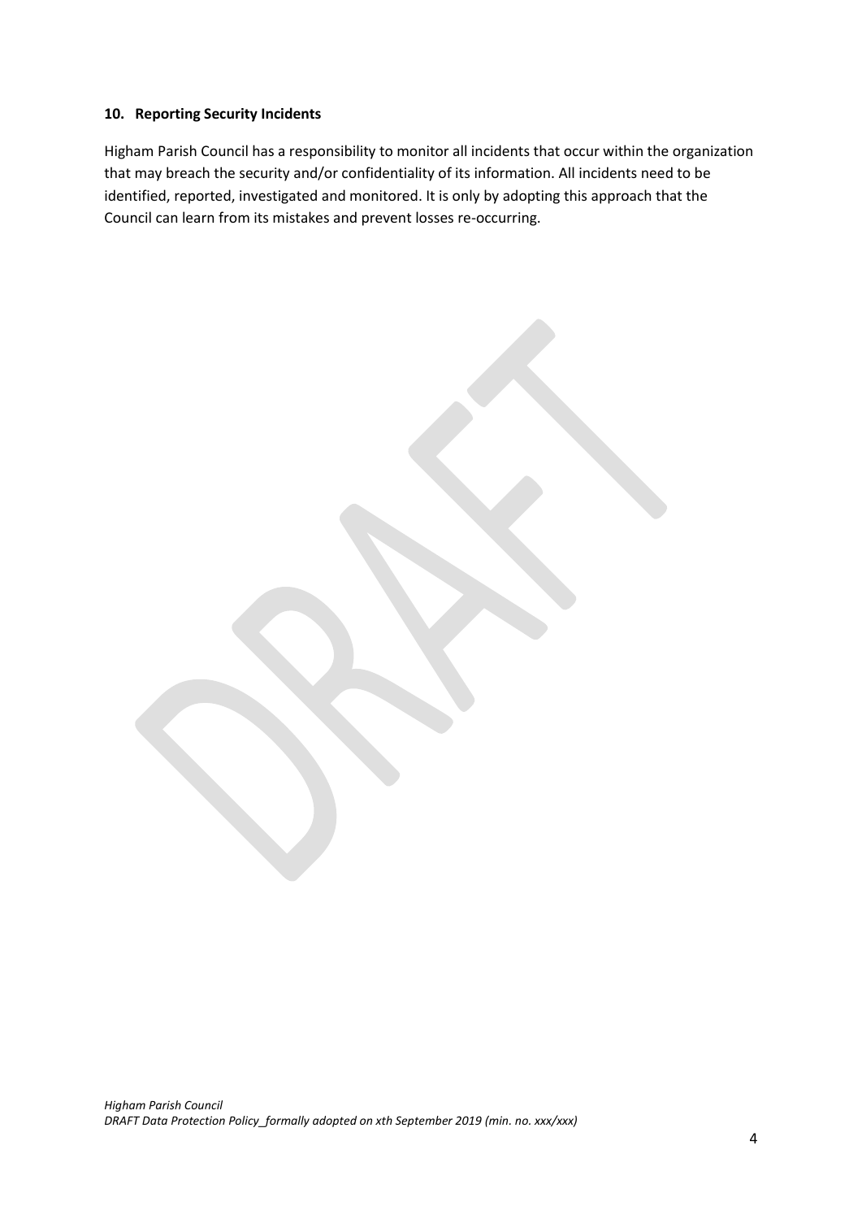### 10. Reporting Security Incidents

Higham Parish Council has a responsibility to monitor all incidents that occur within the organization that may breach the security and/or confidentiality of its information. All incidents need to be identified, reported, investigated and monitored. It is only by adopting this approach that the Council can learn from its mistakes and prevent losses re-occurring.